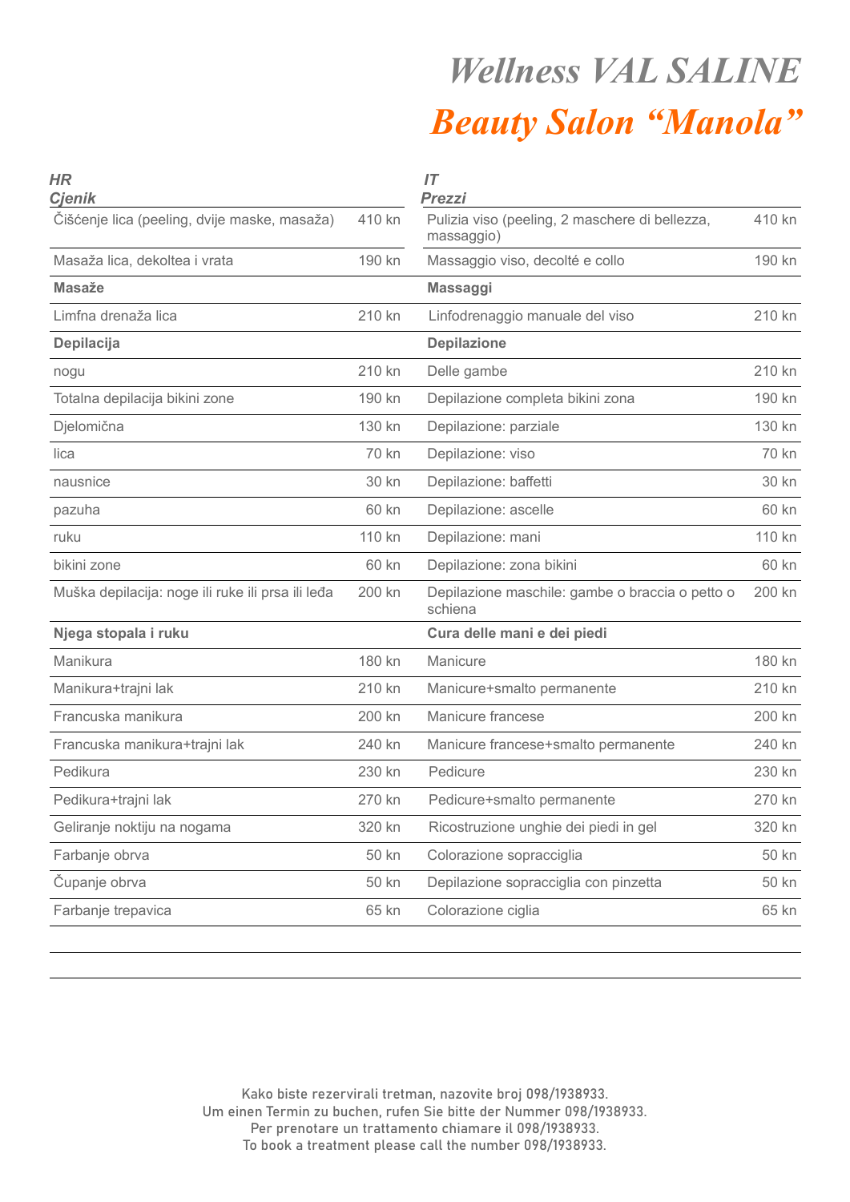# *Wellness VAL SALINE*

## *Beauty Salon "Manola"*

| ***HR*** ***Cjenik*** | | ***IT*** ***Prezzi*** | |
|---|---|---|---|
| Čišćenje lica (peeling, dvije maske, masaža) | 410 kn | Pulizia viso (peeling, 2 maschere di bellezza, massaggio) | 410 kn |
| Masaža lica, dekoltea i vrata | 190 kn | Massaggio viso, decolté e collo | 190 kn |
| **Masaže** | | **Massaggi** | |
| Limfna drenaža lica | 210 kn | Linfodrenaggio manuale del viso | 210 kn |
| **Depilacija** | | **Depilazione** | |
| nogu | 210 kn | Delle gambe | 210 kn |
| Totalna depilacija bikini zone | 190 kn | Depilazione completa bikini zona | 190 kn |
| Djelomična | 130 kn | Depilazione: parziale | 130 kn |
| lica | 70 kn | Depilazione: viso | 70 kn |
| nausnice | 30 kn | Depilazione: baffetti | 30 kn |
| pazuha | 60 kn | Depilazione: ascelle | 60 kn |
| ruku | 110 kn | Depilazione: mani | 110 kn |
| bikini zone | 60 kn | Depilazione: zona bikini | 60 kn |
| Muška depilacija: noge ili ruke ili prsa ili leđa | 200 kn | Depilazione maschile: gambe o braccia o petto o schiena | 200 kn |
| **Njega stopala i ruku** | | **Cura delle mani e dei piedi** | |
| Manikura | 180 kn | Manicure | 180 kn |
| Manikura+trajni lak | 210 kn | Manicure+smalto permanente | 210 kn |
| Francuska manikura | 200 kn | Manicure francese | 200 kn |
| Francuska manikura+trajni lak | 240 kn | Manicure francese+smalto permanente | 240 kn |
| Pedikura | 230 kn | Pedicure | 230 kn |
| Pedikura+trajni lak | 270 kn | Pedicure+smalto permanente | 270 kn |
| Geliranje noktiju na nogama | 320 kn | Ricostruzione unghie dei piedi in gel | 320 kn |
| Farbanje obrva | 50 kn | Colorazione sopracciglia | 50 kn |
| Čupanje obrva | 50 kn | Depilazione sopracciglia con pinzetta | 50 kn |
| Farbanje trepavica | 65 kn | Colorazione ciglia | 65 kn |

Kako biste rezervirali tretman, nazovite broj 098/1938933.
Um einen Termin zu buchen, rufen Sie bitte der Nummer 098/1938933.
Per prenotare un trattamento chiamare il 098/1938933.
To book a treatment please call the number 098/1938933.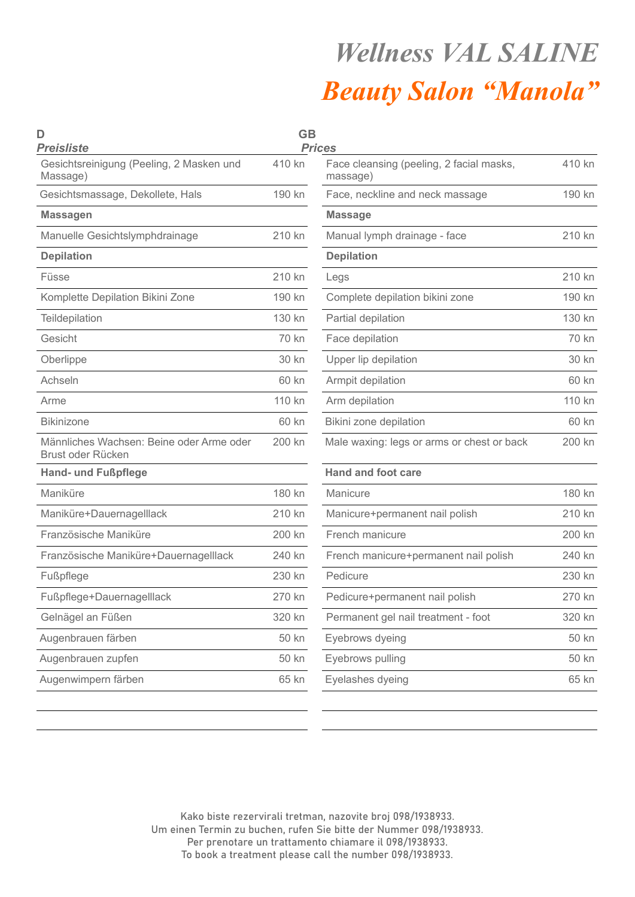# Wellness VAL SALINE

## Beauty Salon “Manola”

**D**

***Preisliste***

| | |
|---|---|
| Gesichtsreinigung (Peeling, 2 Masken und Massage) | 410 kn |
| Gesichtsmassage, Dekollete, Hals | 190 kn |
| **Massagen** | |
| Manuelle Gesichtslymphdrainage | 210 kn |
| **Depilation** | |
| Füsse | 210 kn |
| Komplette Depilation Bikini Zone | 190 kn |
| Teildepilation | 130 kn |
| Gesicht | 70 kn |
| Oberlippe | 30 kn |
| Achseln | 60 kn |
| Arme | 110 kn |
| Bikinizone | 60 kn |
| Männliches Wachsen: Beine oder Arme oder Brust oder Rücken | 200 kn |
| **Hand- und Fußpflege** | |
| Maniküre | 180 kn |
| Maniküre+Dauernagelllack | 210 kn |
| Französische Maniküre | 200 kn |
| Französische Maniküre+Dauernagelllack | 240 kn |
| Fußpflege | 230 kn |
| Fußpflege+Dauernagelllack | 270 kn |
| Gelnägel an Füßen | 320 kn |
| Augenbrauen färben | 50 kn |
| Augenbrauen zupfen | 50 kn |
| Augenwimpern färben | 65 kn |

**GB**

***Prices***

| | |
|---|---|
| Face cleansing (peeling, 2 facial masks, massage) | 410 kn |
| Face, neckline and neck massage | 190 kn |
| **Massage** | |
| Manual lymph drainage - face | 210 kn |
| **Depilation** | |
| Legs | 210 kn |
| Complete depilation bikini zone | 190 kn |
| Partial depilation | 130 kn |
| Face depilation | 70 kn |
| Upper lip depilation | 30 kn |
| Armpit depilation | 60 kn |
| Arm depilation | 110 kn |
| Bikini zone depilation | 60 kn |
| Male waxing: legs or arms or chest or back | 200 kn |
| **Hand and foot care** | |
| Manicure | 180 kn |
| Manicure+permanent nail polish | 210 kn |
| French manicure | 200 kn |
| French manicure+permanent nail polish | 240 kn |
| Pedicure | 230 kn |
| Pedicure+permanent nail polish | 270 kn |
| Permanent gel nail treatment - foot | 320 kn |
| Eyebrows dyeing | 50 kn |
| Eyebrows pulling | 50 kn |
| Eyelashes dyeing | 65 kn |

Kako biste rezervirali tretman, nazovite broj 098/1938933.
Um einen Termin zu buchen, rufen Sie bitte der Nummer 098/1938933.
Per prenotare un trattamento chiamare il 098/1938933.
To book a treatment please call the number 098/1938933.